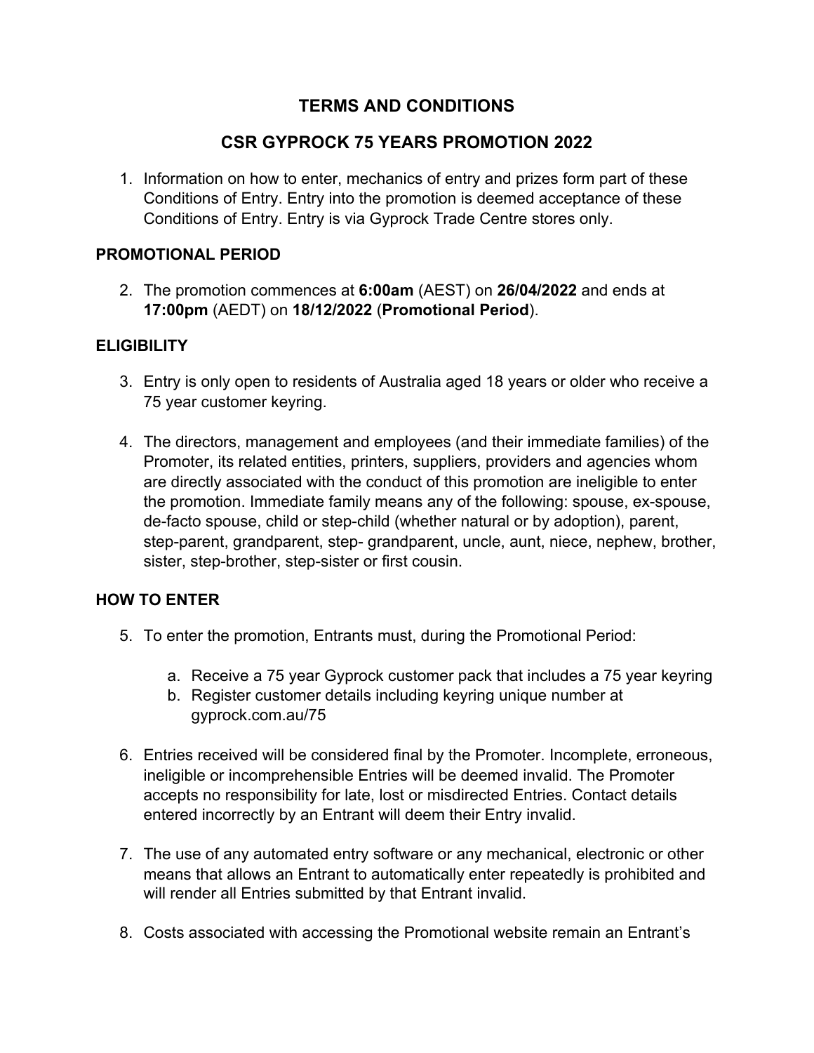# TERMS AND CONDITIONS

## CSR GYPROCK 75 YEARS PROMOTION 2022

1. Information on how to enter, mechanics of entry and prizes form part of these Conditions of Entry. Entry into the promotion is deemed acceptance of these Conditions of Entry. Entry is via Gyprock Trade Centre stores only.

### PROMOTIONAL PERIOD

2. The promotion commences at **6:00am** (AEST) on **26/04/2022** and ends at **17:00pm** (AEDT) on **18/12/2022** (**Promotional Period**).

### ELIGIBILITY

3. Entry is only open to residents of Australia aged 18 years or older who receive a 75 year customer keyring.

4. The directors, management and employees (and their immediate families) of the Promoter, its related entities, printers, suppliers, providers and agencies whom are directly associated with the conduct of this promotion are ineligible to enter the promotion. Immediate family means any of the following: spouse, ex-spouse, de-facto spouse, child or step-child (whether natural or by adoption), parent, step-parent, grandparent, step- grandparent, uncle, aunt, niece, nephew, brother, sister, step-brother, step-sister or first cousin.

### HOW TO ENTER

5. To enter the promotion, Entrants must, during the Promotional Period:

   a. Receive a 75 year Gyprock customer pack that includes a 75 year keyring
   b. Register customer details including keyring unique number at gyprock.com.au/75

6. Entries received will be considered final by the Promoter. Incomplete, erroneous, ineligible or incomprehensible Entries will be deemed invalid. The Promoter accepts no responsibility for late, lost or misdirected Entries. Contact details entered incorrectly by an Entrant will deem their Entry invalid.

7. The use of any automated entry software or any mechanical, electronic or other means that allows an Entrant to automatically enter repeatedly is prohibited and will render all Entries submitted by that Entrant invalid.

8. Costs associated with accessing the Promotional website remain an Entrant's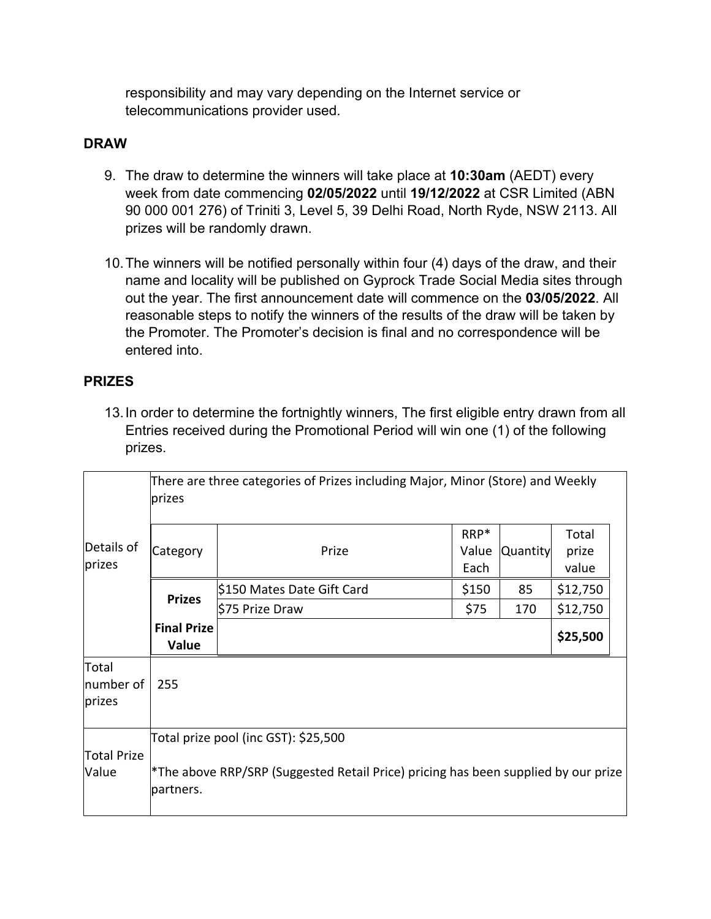responsibility and may vary depending on the Internet service or telecommunications provider used.

## DRAW

9. The draw to determine the winners will take place at **10:30am** (AEDT) every week from date commencing **02/05/2022** until **19/12/2022** at CSR Limited (ABN 90 000 001 276) of Triniti 3, Level 5, 39 Delhi Road, North Ryde, NSW 2113. All prizes will be randomly drawn.

10. The winners will be notified personally within four (4) days of the draw, and their name and locality will be published on Gyprock Trade Social Media sites through out the year. The first announcement date will commence on the **03/05/2022**. All reasonable steps to notify the winners of the results of the draw will be taken by the Promoter. The Promoter's decision is final and no correspondence will be entered into.

## PRIZES

13. In order to determine the fortnightly winners, The first eligible entry drawn from all Entries received during the Promotional Period will win one (1) of the following prizes.

| Details of prizes | There are three categories of Prizes including Major, Minor (Store) and Weekly prizes | | | | |
|---|---|---|---|---|---|
| | **Category** | **Prize** | **RRP* Value Each** | **Quantity** | **Total prize value** |
| | **Prizes** | $150 Mates Date Gift Card | $150 | 85 | $12,750 |
| | | $75 Prize Draw | $75 | 170 | $12,750 |
| | **Final Prize Value** | | | | **$25,500** |
| Total number of prizes | 255 | | | | |
| Total Prize Value | Total prize pool (inc GST): $25,500<br><br>*The above RRP/SRP (Suggested Retail Price) pricing has been supplied by our prize partners. | | | | |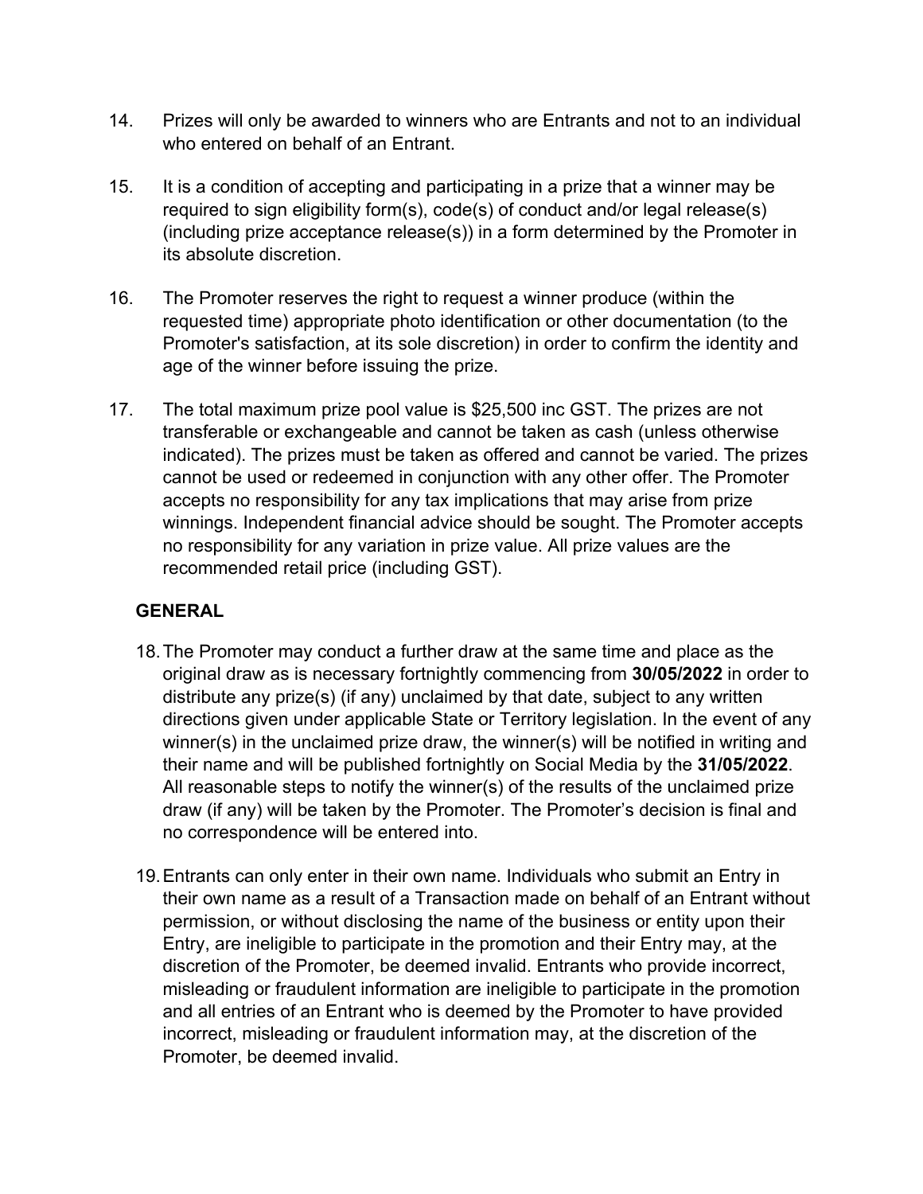14. Prizes will only be awarded to winners who are Entrants and not to an individual who entered on behalf of an Entrant.

15. It is a condition of accepting and participating in a prize that a winner may be required to sign eligibility form(s), code(s) of conduct and/or legal release(s) (including prize acceptance release(s)) in a form determined by the Promoter in its absolute discretion.

16. The Promoter reserves the right to request a winner produce (within the requested time) appropriate photo identification or other documentation (to the Promoter's satisfaction, at its sole discretion) in order to confirm the identity and age of the winner before issuing the prize.

17. The total maximum prize pool value is $25,500 inc GST. The prizes are not transferable or exchangeable and cannot be taken as cash (unless otherwise indicated). The prizes must be taken as offered and cannot be varied. The prizes cannot be used or redeemed in conjunction with any other offer. The Promoter accepts no responsibility for any tax implications that may arise from prize winnings. Independent financial advice should be sought. The Promoter accepts no responsibility for any variation in prize value. All prize values are the recommended retail price (including GST).

**GENERAL**

18. The Promoter may conduct a further draw at the same time and place as the original draw as is necessary fortnightly commencing from **30/05/2022** in order to distribute any prize(s) (if any) unclaimed by that date, subject to any written directions given under applicable State or Territory legislation. In the event of any winner(s) in the unclaimed prize draw, the winner(s) will be notified in writing and their name and will be published fortnightly on Social Media by the **31/05/2022**. All reasonable steps to notify the winner(s) of the results of the unclaimed prize draw (if any) will be taken by the Promoter. The Promoter's decision is final and no correspondence will be entered into.

19. Entrants can only enter in their own name. Individuals who submit an Entry in their own name as a result of a Transaction made on behalf of an Entrant without permission, or without disclosing the name of the business or entity upon their Entry, are ineligible to participate in the promotion and their Entry may, at the discretion of the Promoter, be deemed invalid. Entrants who provide incorrect, misleading or fraudulent information are ineligible to participate in the promotion and all entries of an Entrant who is deemed by the Promoter to have provided incorrect, misleading or fraudulent information may, at the discretion of the Promoter, be deemed invalid.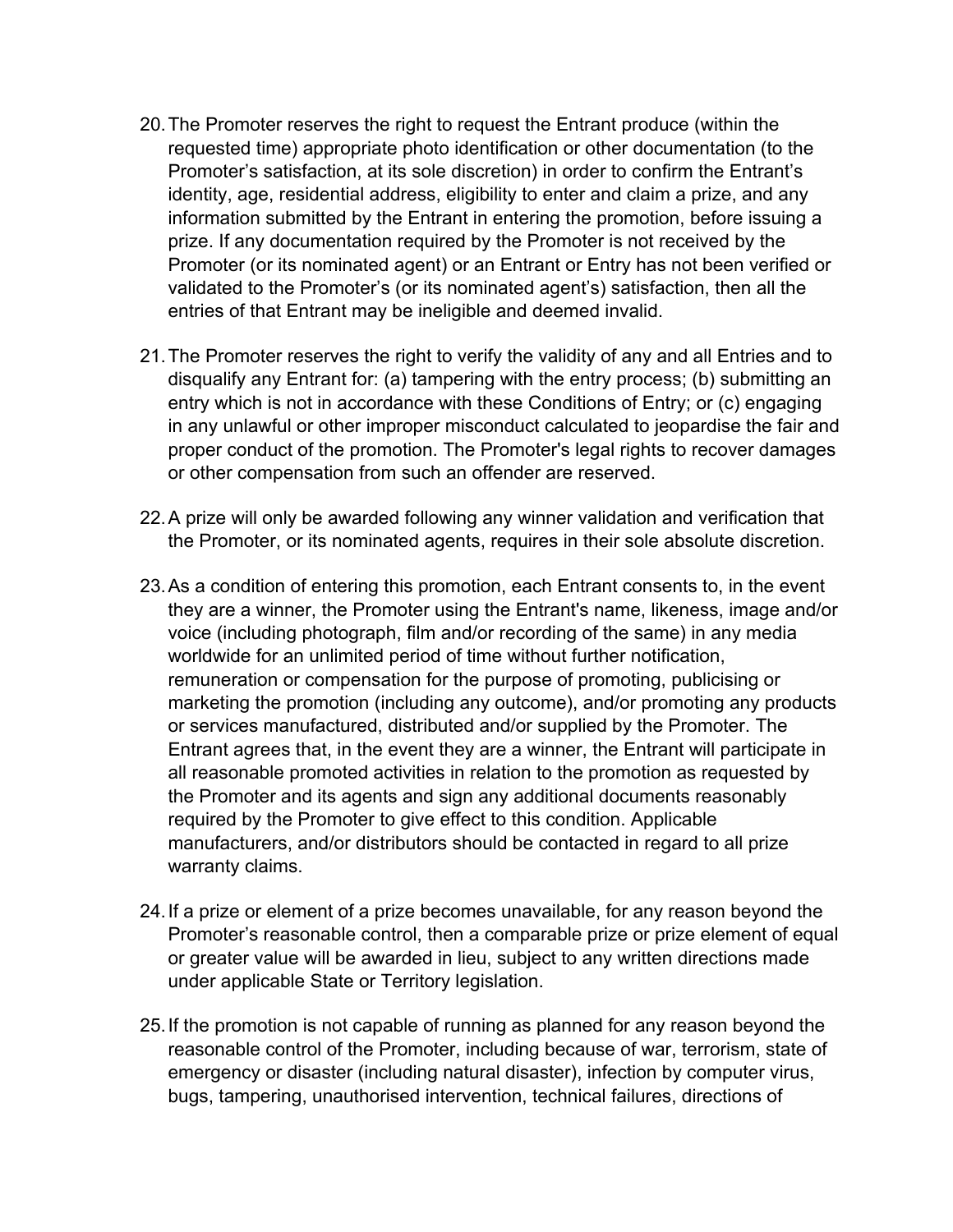20. The Promoter reserves the right to request the Entrant produce (within the requested time) appropriate photo identification or other documentation (to the Promoter's satisfaction, at its sole discretion) in order to confirm the Entrant's identity, age, residential address, eligibility to enter and claim a prize, and any information submitted by the Entrant in entering the promotion, before issuing a prize. If any documentation required by the Promoter is not received by the Promoter (or its nominated agent) or an Entrant or Entry has not been verified or validated to the Promoter's (or its nominated agent's) satisfaction, then all the entries of that Entrant may be ineligible and deemed invalid.

21. The Promoter reserves the right to verify the validity of any and all Entries and to disqualify any Entrant for: (a) tampering with the entry process; (b) submitting an entry which is not in accordance with these Conditions of Entry; or (c) engaging in any unlawful or other improper misconduct calculated to jeopardise the fair and proper conduct of the promotion. The Promoter's legal rights to recover damages or other compensation from such an offender are reserved.

22. A prize will only be awarded following any winner validation and verification that the Promoter, or its nominated agents, requires in their sole absolute discretion.

23. As a condition of entering this promotion, each Entrant consents to, in the event they are a winner, the Promoter using the Entrant's name, likeness, image and/or voice (including photograph, film and/or recording of the same) in any media worldwide for an unlimited period of time without further notification, remuneration or compensation for the purpose of promoting, publicising or marketing the promotion (including any outcome), and/or promoting any products or services manufactured, distributed and/or supplied by the Promoter. The Entrant agrees that, in the event they are a winner, the Entrant will participate in all reasonable promoted activities in relation to the promotion as requested by the Promoter and its agents and sign any additional documents reasonably required by the Promoter to give effect to this condition. Applicable manufacturers, and/or distributors should be contacted in regard to all prize warranty claims.

24. If a prize or element of a prize becomes unavailable, for any reason beyond the Promoter's reasonable control, then a comparable prize or prize element of equal or greater value will be awarded in lieu, subject to any written directions made under applicable State or Territory legislation.

25. If the promotion is not capable of running as planned for any reason beyond the reasonable control of the Promoter, including because of war, terrorism, state of emergency or disaster (including natural disaster), infection by computer virus, bugs, tampering, unauthorised intervention, technical failures, directions of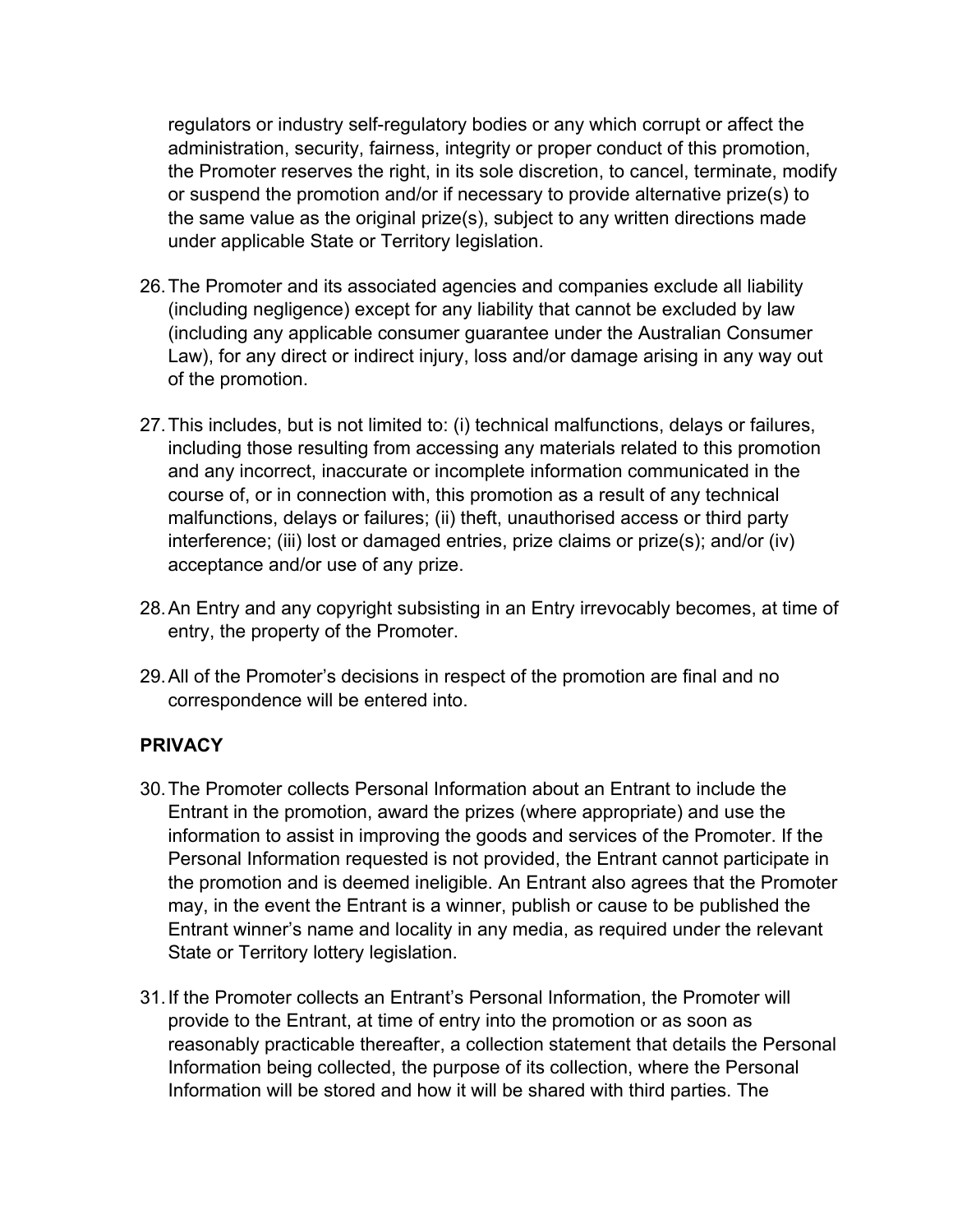regulators or industry self-regulatory bodies or any which corrupt or affect the administration, security, fairness, integrity or proper conduct of this promotion, the Promoter reserves the right, in its sole discretion, to cancel, terminate, modify or suspend the promotion and/or if necessary to provide alternative prize(s) to the same value as the original prize(s), subject to any written directions made under applicable State or Territory legislation.

26. The Promoter and its associated agencies and companies exclude all liability (including negligence) except for any liability that cannot be excluded by law (including any applicable consumer guarantee under the Australian Consumer Law), for any direct or indirect injury, loss and/or damage arising in any way out of the promotion.

27. This includes, but is not limited to: (i) technical malfunctions, delays or failures, including those resulting from accessing any materials related to this promotion and any incorrect, inaccurate or incomplete information communicated in the course of, or in connection with, this promotion as a result of any technical malfunctions, delays or failures; (ii) theft, unauthorised access or third party interference; (iii) lost or damaged entries, prize claims or prize(s); and/or (iv) acceptance and/or use of any prize.

28. An Entry and any copyright subsisting in an Entry irrevocably becomes, at time of entry, the property of the Promoter.

29. All of the Promoter's decisions in respect of the promotion are final and no correspondence will be entered into.

**PRIVACY**

30. The Promoter collects Personal Information about an Entrant to include the Entrant in the promotion, award the prizes (where appropriate) and use the information to assist in improving the goods and services of the Promoter. If the Personal Information requested is not provided, the Entrant cannot participate in the promotion and is deemed ineligible. An Entrant also agrees that the Promoter may, in the event the Entrant is a winner, publish or cause to be published the Entrant winner's name and locality in any media, as required under the relevant State or Territory lottery legislation.

31. If the Promoter collects an Entrant's Personal Information, the Promoter will provide to the Entrant, at time of entry into the promotion or as soon as reasonably practicable thereafter, a collection statement that details the Personal Information being collected, the purpose of its collection, where the Personal Information will be stored and how it will be shared with third parties. The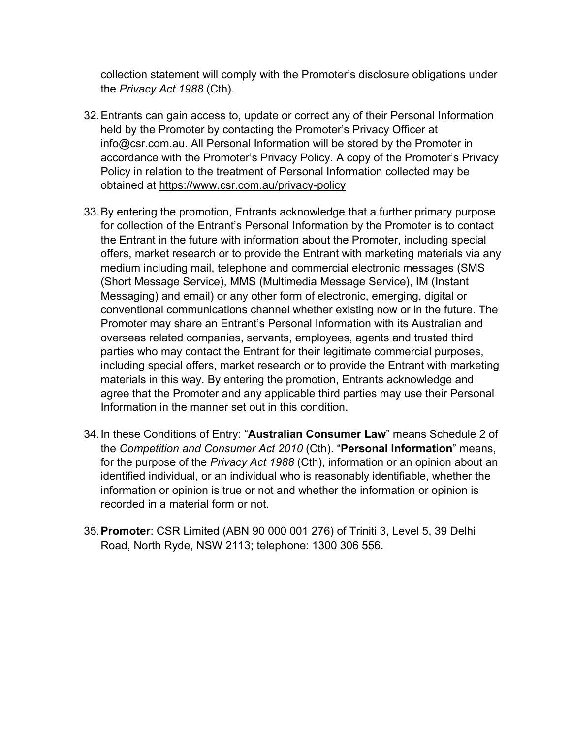collection statement will comply with the Promoter's disclosure obligations under the *Privacy Act 1988* (Cth).

32. Entrants can gain access to, update or correct any of their Personal Information held by the Promoter by contacting the Promoter's Privacy Officer at info@csr.com.au. All Personal Information will be stored by the Promoter in accordance with the Promoter's Privacy Policy. A copy of the Promoter's Privacy Policy in relation to the treatment of Personal Information collected may be obtained at https://www.csr.com.au/privacy-policy

33. By entering the promotion, Entrants acknowledge that a further primary purpose for collection of the Entrant's Personal Information by the Promoter is to contact the Entrant in the future with information about the Promoter, including special offers, market research or to provide the Entrant with marketing materials via any medium including mail, telephone and commercial electronic messages (SMS (Short Message Service), MMS (Multimedia Message Service), IM (Instant Messaging) and email) or any other form of electronic, emerging, digital or conventional communications channel whether existing now or in the future. The Promoter may share an Entrant's Personal Information with its Australian and overseas related companies, servants, employees, agents and trusted third parties who may contact the Entrant for their legitimate commercial purposes, including special offers, market research or to provide the Entrant with marketing materials in this way. By entering the promotion, Entrants acknowledge and agree that the Promoter and any applicable third parties may use their Personal Information in the manner set out in this condition.

34. In these Conditions of Entry: "**Australian Consumer Law**" means Schedule 2 of the *Competition and Consumer Act 2010* (Cth). "**Personal Information**" means, for the purpose of the *Privacy Act 1988* (Cth), information or an opinion about an identified individual, or an individual who is reasonably identifiable, whether the information or opinion is true or not and whether the information or opinion is recorded in a material form or not.

35. **Promoter**: CSR Limited (ABN 90 000 001 276) of Triniti 3, Level 5, 39 Delhi Road, North Ryde, NSW 2113; telephone: 1300 306 556.